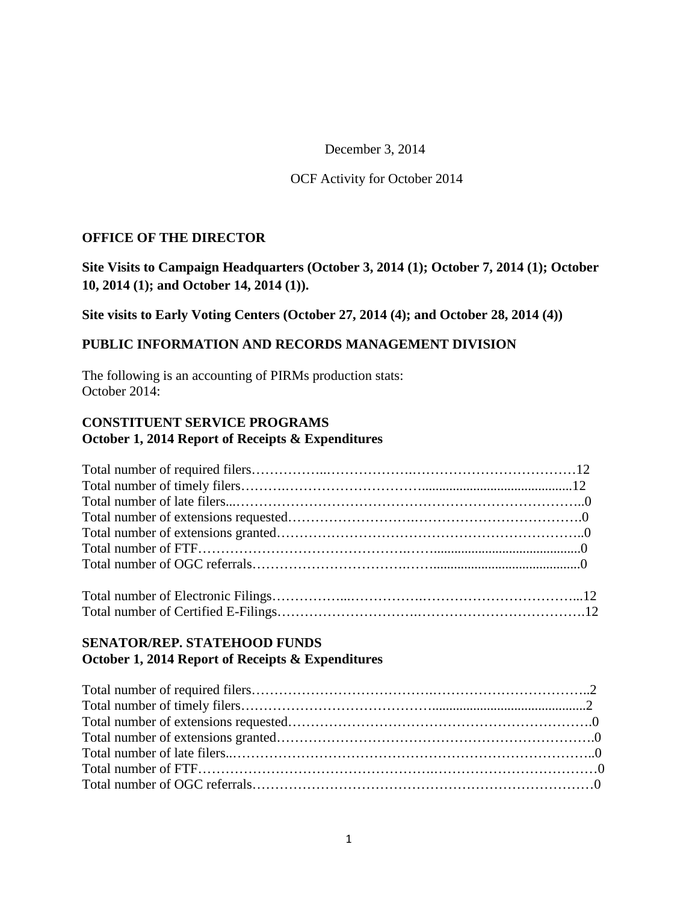December 3, 2014

OCF Activity for October 2014

**OFFICE OF THE DIRECTOR**

**Site Visits to Campaign Headquarters (October 3, 2014 (1); October 7, 2014 (1); October 10, 2014 (1); and October 14, 2014 (1)).**

**Site visits to Early Voting Centers (October 27, 2014 (4); and October 28, 2014 (4))**

**PUBLIC INFORMATION AND RECORDS MANAGEMENT DIVISION**

The following is an accounting of PIRMs production stats:
October 2014:

**CONSTITUENT SERVICE PROGRAMS**
**October 1, 2014 Report of Receipts & Expenditures**

Total number of required filers……………..……………….…………………………………12
Total number of timely filers……….……………………….............................................12
Total number of late filers...……………………………………………………………………..0
Total number of extensions requested……………………….…………………………………….0
Total number of extensions granted……….……………………………………………………..0
Total number of FTF……………………………………..….…...........................................0
Total number of OGC referrals…………………………..….…...........................................0

Total number of Electronic Filings……………...……………..…………………………...12
Total number of Certified E-Filings………………………….……………………………….12

**SENATOR/REP. STATEHOOD FUNDS**
**October 1, 2014 Report of Receipts & Expenditures**

Total number of required filers………………………………….……………………………..2
Total number of timely filers……………………………….............................................2
Total number of extensions requested…………………………………………………………….0
Total number of extensions granted………………………………………………………………….0
Total number of late filers..……………………………………………………………………..0
Total number of FTF…….……………….……………….………….……………….……………0
Total number of OGC referrals……………………………………………………………………0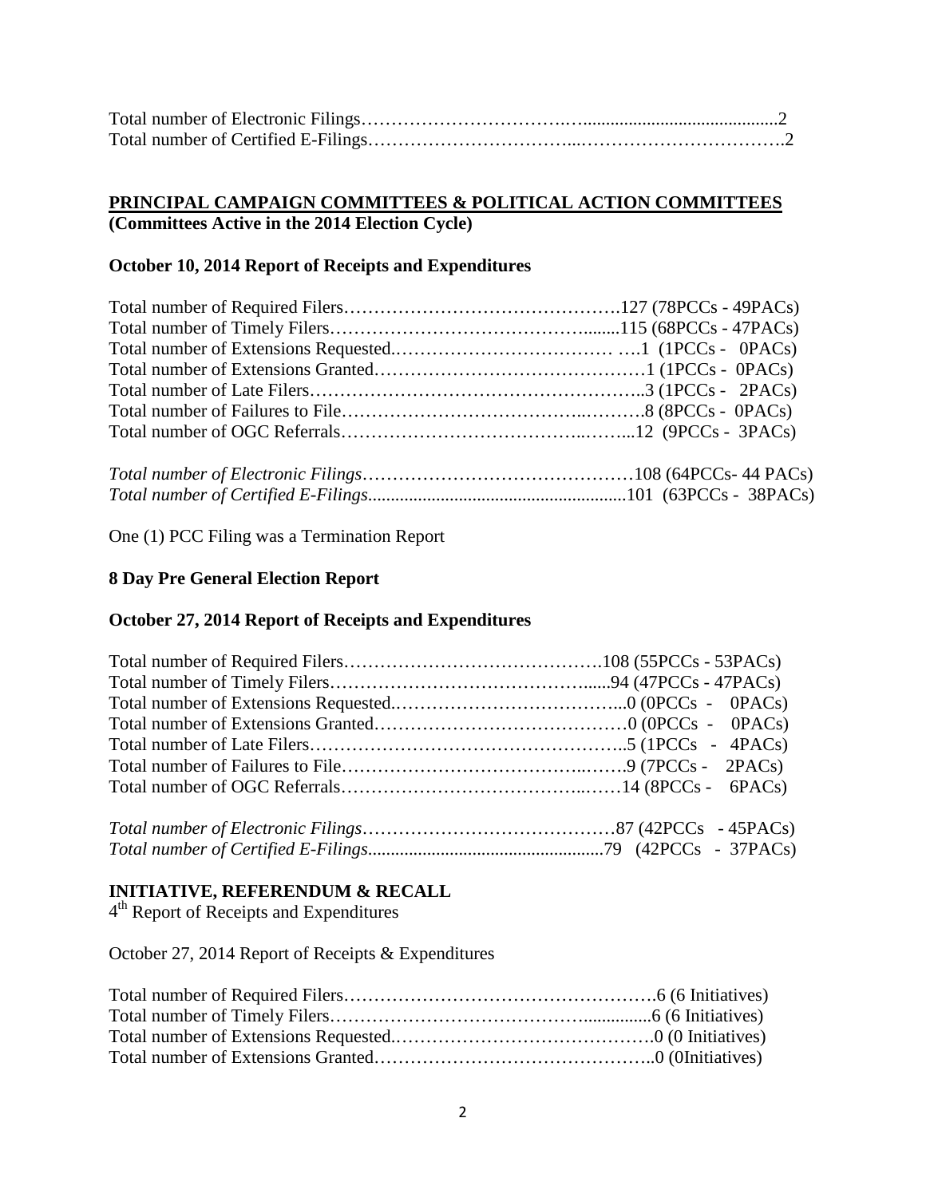Total number of Electronic Filings……………………………………………………………2
Total number of Certified E-Filings……………………………………………………………2

## PRINCIPAL CAMPAIGN COMMITTEES & POLITICAL ACTION COMMITTEES
**(Committees Active in the 2014 Election Cycle)**

### October 10, 2014 Report of Receipts and Expenditures

Total number of Required Filers……………………………………….127 (78PCCs - 49PACs)
Total number of Timely Filers……………………………………........115 (68PCCs - 47PACs)
Total number of Extensions Requested.……………………………… ….1 (1PCCs - 0PACs)
Total number of Extensions Granted………………………………………1 (1PCCs - 0PACs)
Total number of Late Filers……………………………………………..3 (1PCCs - 2PACs)
Total number of Failures to File……………………………….……….8 (8PCCs - 0PACs)
Total number of OGC Referrals………………………………..……...12 (9PCCs - 3PACs)

*Total number of Electronic Filings*………………………………………108 (64PCCs- 44 PACs)
*Total number of Certified E-Filings*.........................................................101 (63PCCs - 38PACs)

One (1) PCC Filing was a Termination Report

### 8 Day Pre General Election Report

### October 27, 2014 Report of Receipts and Expenditures

Total number of Required Filers…………………………………….108 (55PCCs - 53PACs)
Total number of Timely Filers……………………………………......94 (47PCCs - 47PACs)
Total number of Extensions Requested.………………………………...0 (0PCCs - 0PACs)
Total number of Extensions Granted……………………………………0 (0PCCs - 0PACs)
Total number of Late Filers……………………………………………..5 (1PCCs - 4PACs)
Total number of Failures to File……………………………..…….9 (7PCCs - 2PACs)
Total number of OGC Referrals……………………………….……14 (8PCCs - 6PACs)

*Total number of Electronic Filings*……………………………………87 (42PCCs - 45PACs)
*Total number of Certified E-Filings*....................................................79 (42PCCs - 37PACs)

## INITIATIVE, REFERENDUM & RECALL
4th Report of Receipts and Expenditures

October 27, 2014 Report of Receipts & Expenditures

Total number of Required Filers…………………………………………….6 (6 Initiatives)
Total number of Timely Filers………………………………….............6 (6 Initiatives)
Total number of Extensions Requested.…………………………………….0 (0 Initiatives)
Total number of Extensions Granted………………………………………..0 (0Initiatives)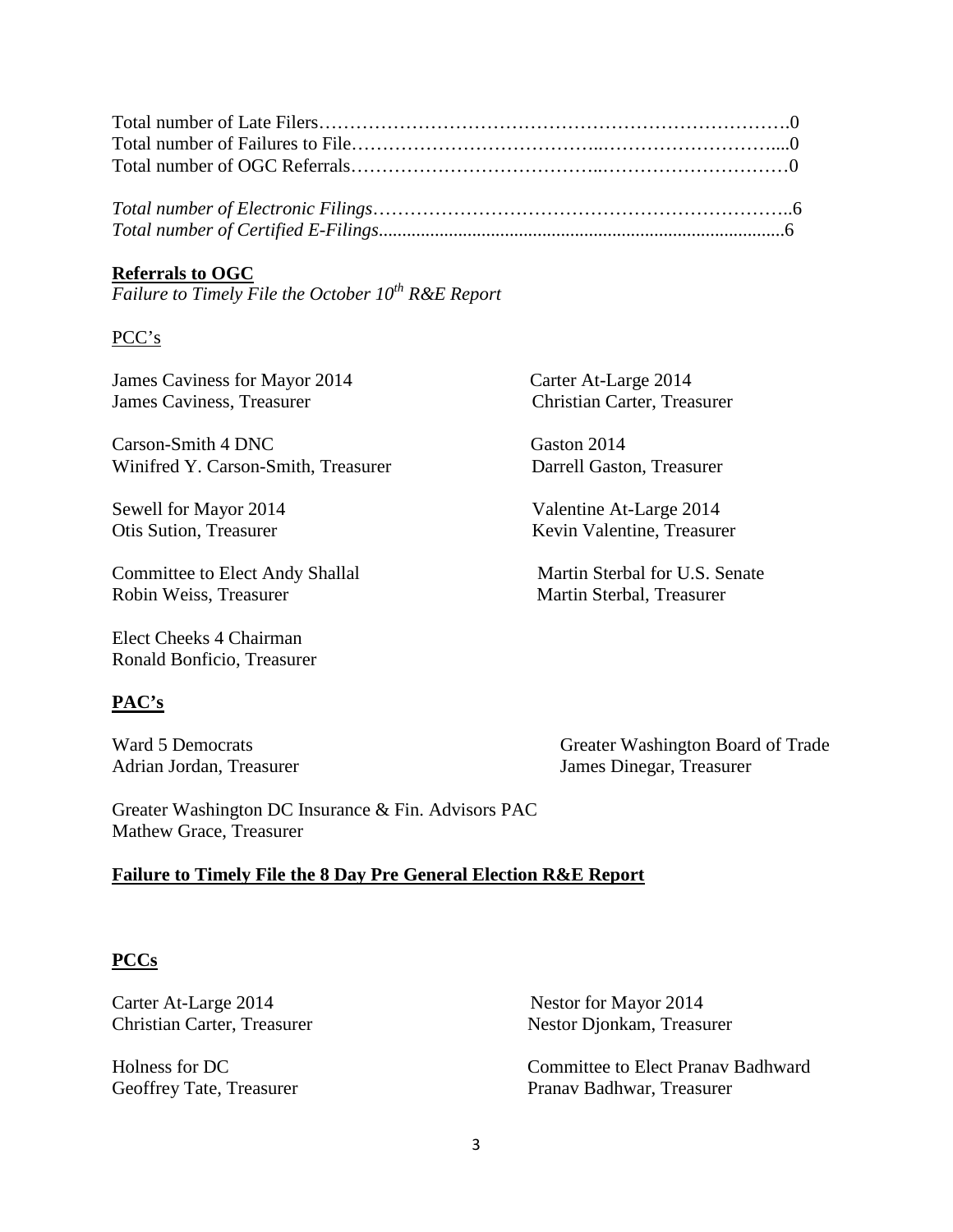Total number of Late Filers……………………………………………………………….0
Total number of Failures to File………………………………..………………………....0
Total number of OGC Referrals………………………………..…………………………0

*Total number of Electronic Filings………………………………………………………..6*
*Total number of Certified E-Filings.......................................................................................6*

**Referrals to OGC**
*Failure to Timely File the October 10[th] R&E Report*

PCC's

James Caviness for Mayor 2014
James Caviness, Treasurer

Carter At-Large 2014
Christian Carter, Treasurer

Carson-Smith 4 DNC
Winifred Y. Carson-Smith, Treasurer

Gaston 2014
Darrell Gaston, Treasurer

Sewell for Mayor 2014
Otis Sution, Treasurer

Valentine At-Large 2014
Kevin Valentine, Treasurer

Committee to Elect Andy Shallal
Robin Weiss, Treasurer

Martin Sterbal for U.S. Senate
Martin Sterbal, Treasurer

Elect Cheeks 4 Chairman
Ronald Bonficio, Treasurer

**PAC's**

Ward 5 Democrats
Adrian Jordan, Treasurer

Greater Washington Board of Trade
James Dinegar, Treasurer

Greater Washington DC Insurance & Fin. Advisors PAC
Mathew Grace, Treasurer

**Failure to Timely File the 8 Day Pre General Election R&E Report**

**PCCs**

Carter At-Large 2014
Christian Carter, Treasurer

Nestor for Mayor 2014
Nestor Djonkam, Treasurer

Holness for DC
Geoffrey Tate, Treasurer

Committee to Elect Pranav Badhward
Pranav Badhwar, Treasurer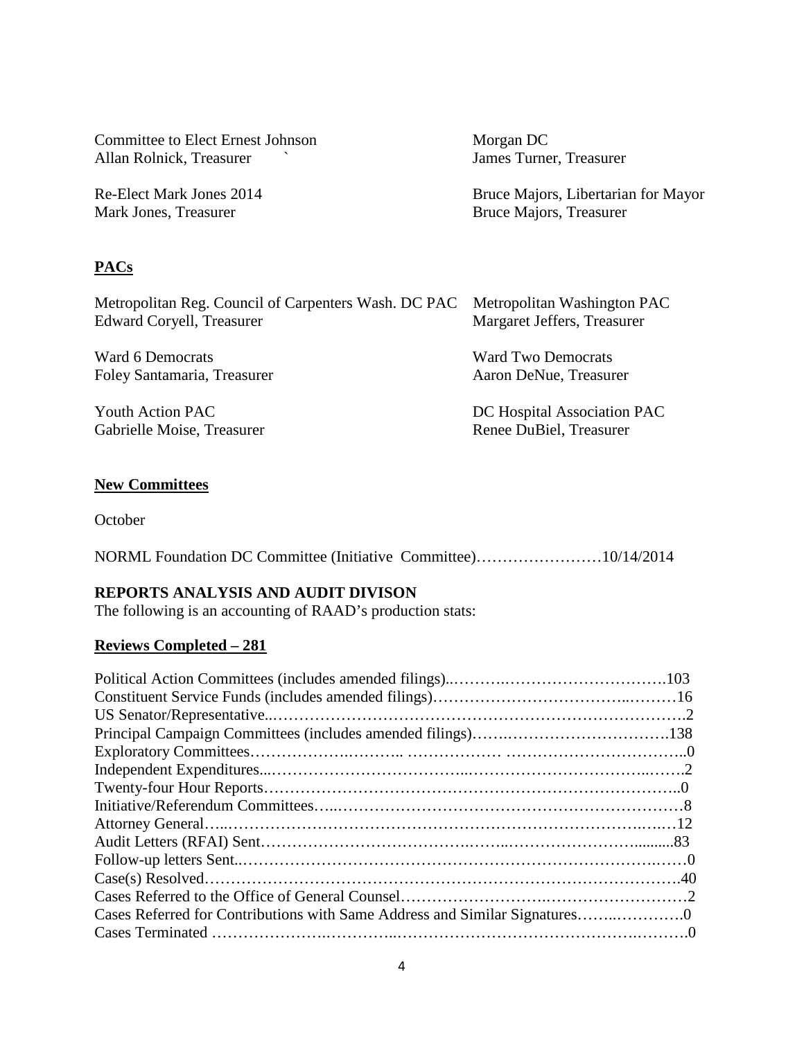Committee to Elect Ernest Johnson
Allan Rolnick, Treasurer

Morgan DC
James Turner, Treasurer

Re-Elect Mark Jones 2014
Mark Jones, Treasurer

Bruce Majors, Libertarian for Mayor
Bruce Majors, Treasurer

**PACs**

Metropolitan Reg. Council of Carpenters Wash. DC PAC
Edward Coryell, Treasurer

Metropolitan Washington PAC
Margaret Jeffers, Treasurer

Ward 6 Democrats
Foley Santamaria, Treasurer

Ward Two Democrats
Aaron DeNue, Treasurer

Youth Action PAC
Gabrielle Moise, Treasurer

DC Hospital Association PAC
Renee DuBiel, Treasurer

**New Committees**

October

NORML Foundation DC Committee (Initiative Committee)……………………10/14/2014

## REPORTS ANALYSIS AND AUDIT DIVISON

The following is an accounting of RAAD's production stats:

**Reviews Completed – 281**

Political Action Committees (includes amended filings)……………………………………103
Constituent Service Funds (includes amended filings)……………………………………16
US Senator/Representative……………………………………………………………………2
Principal Campaign Committees (includes amended filings)……………………………138
Exploratory Committees……………………………………………………………………0
Independent Expenditures……………………………………………………………………2
Twenty-four Hour Reports……………………………………………………………………0
Initiative/Referendum Committees……………………………………………………………8
Attorney General………………………………………………………………………………12
Audit Letters (RFAI) Sent……………………………………………………………………83
Follow-up letters Sent…………………………………………………………………………0
Case(s) Resolved………………………………………………………………………………40
Cases Referred to the Office of General Counsel……………………………………………2
Cases Referred for Contributions with Same Address and Similar Signatures……………0
Cases Terminated ……………………………………………………………………………0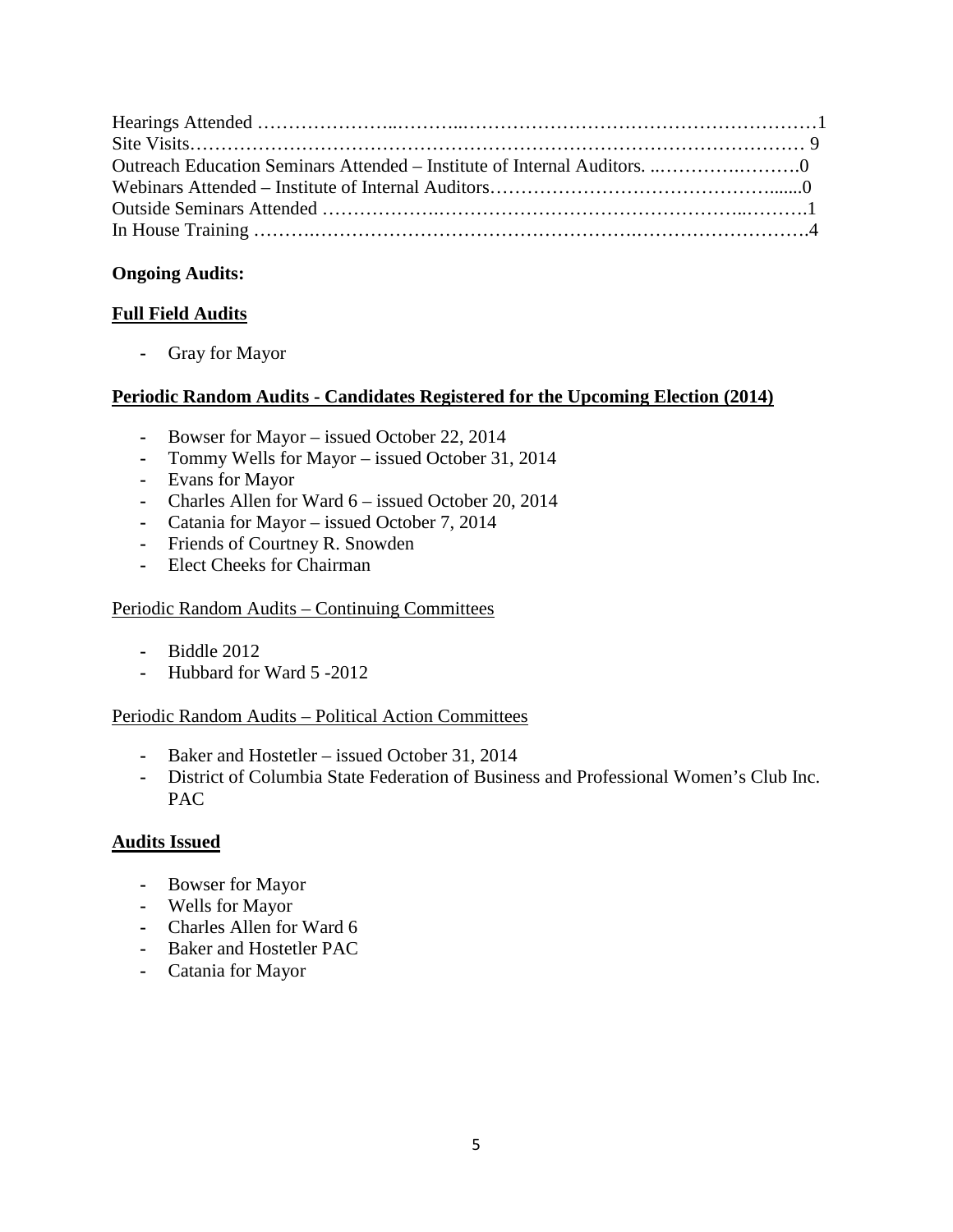Hearings Attended ……………………..………..…………………………………………………1
Site Visits………………………………………………………………………………………… 9
Outreach Education Seminars Attended – Institute of Internal Auditors. ..……………………….0
Webinars Attended – Institute of Internal Auditors………………………………………......0
Outside Seminars Attended ………………..………………………………………..……….1
In House Training ……….…………………………………………….……………………….4

**Ongoing Audits:**

**Full Field Audits**

- Gray for Mayor

**Periodic Random Audits - Candidates Registered for the Upcoming Election (2014)**

- Bowser for Mayor – issued October 22, 2014
- Tommy Wells for Mayor – issued October 31, 2014
- Evans for Mayor
- Charles Allen for Ward 6 – issued October 20, 2014
- Catania for Mayor – issued October 7, 2014
- Friends of Courtney R. Snowden
- Elect Cheeks for Chairman

Periodic Random Audits – Continuing Committees

- Biddle 2012
- Hubbard for Ward 5 -2012

Periodic Random Audits – Political Action Committees

- Baker and Hostetler – issued October 31, 2014
- District of Columbia State Federation of Business and Professional Women's Club Inc. PAC

**Audits Issued**

- Bowser for Mayor
- Wells for Mayor
- Charles Allen for Ward 6
- Baker and Hostetler PAC
- Catania for Mayor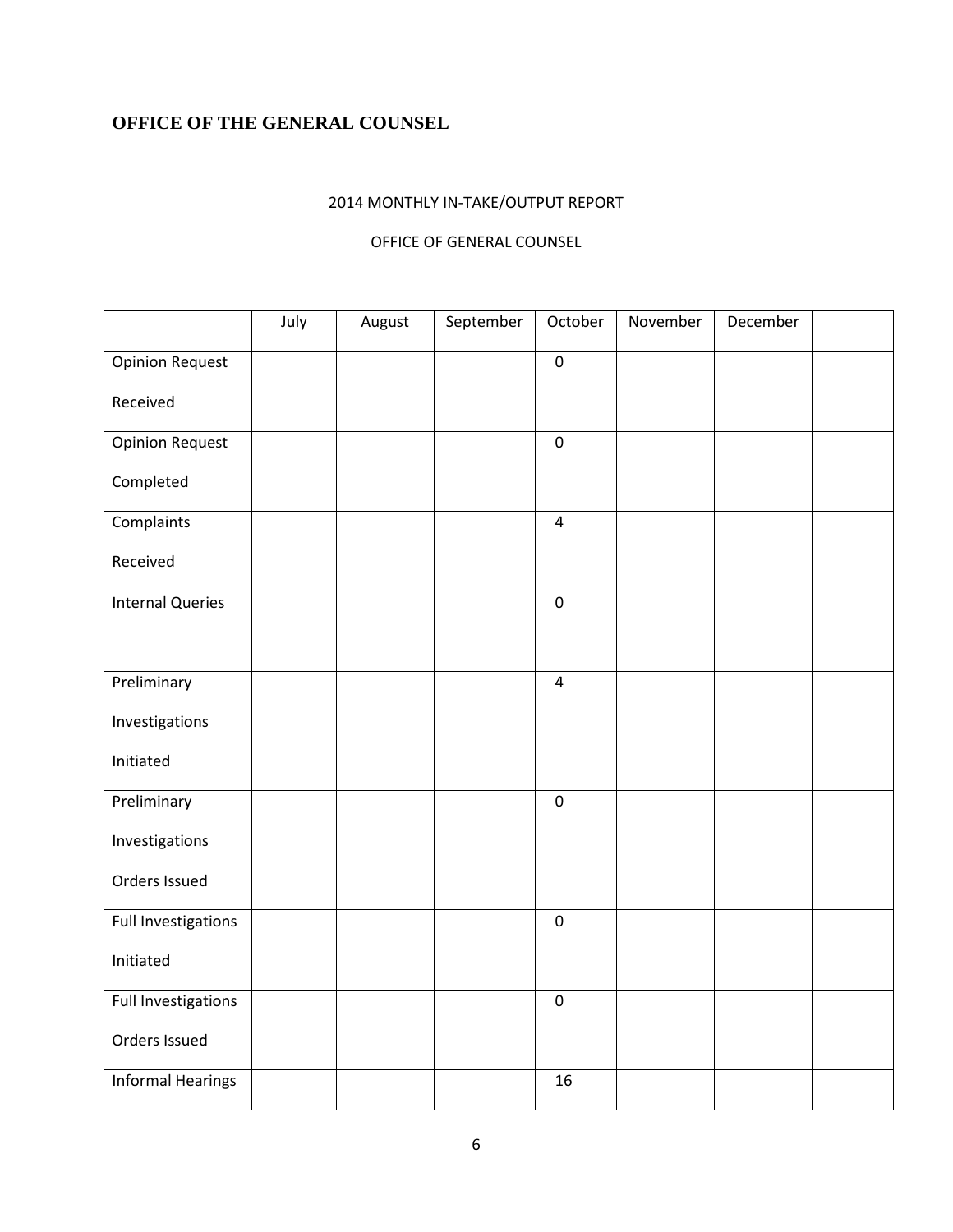## OFFICE OF THE GENERAL COUNSEL

2014 MONTHLY IN-TAKE/OUTPUT REPORT

OFFICE OF GENERAL COUNSEL

| | July | August | September | October | November | December | |
|---|---|---|---|---|---|---|---|
| Opinion Request Received | | | | 0 | | | |
| Opinion Request Completed | | | | 0 | | | |
| Complaints Received | | | | 4 | | | |
| Internal Queries | | | | 0 | | | |
| Preliminary Investigations Initiated | | | | 4 | | | |
| Preliminary Investigations Orders Issued | | | | 0 | | | |
| Full Investigations Initiated | | | | 0 | | | |
| Full Investigations Orders Issued | | | | 0 | | | |
| Informal Hearings | | | | 16 | | | |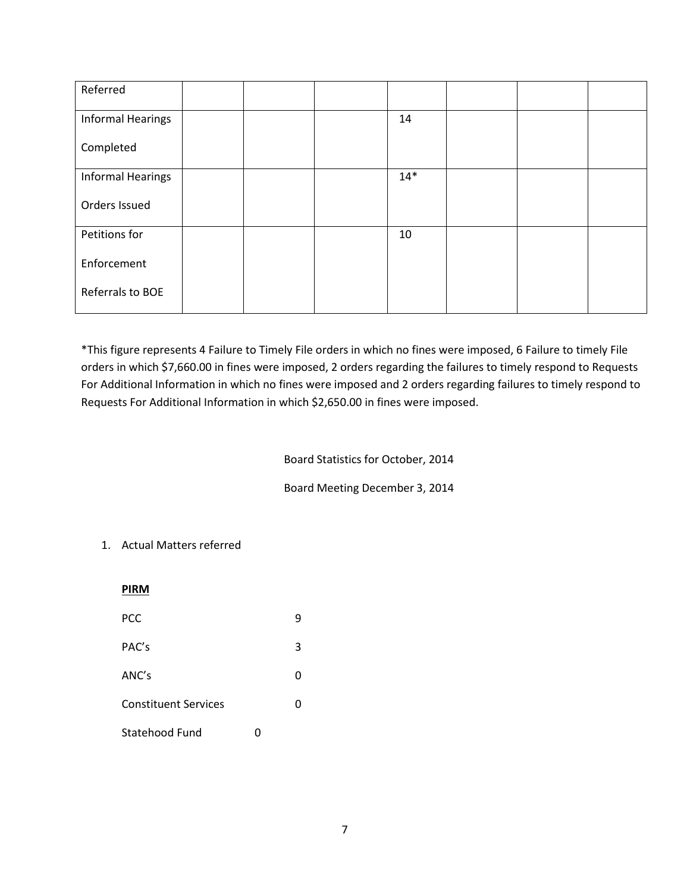| Referred | | | | | | | |
|---|---|---|---|---|---|---|---|
| Informal Hearings Completed | | | | 14 | | | |
| Informal Hearings Orders Issued | | | | 14* | | | |
| Petitions for Enforcement Referrals to BOE | | | | 10 | | | |

*This figure represents 4 Failure to Timely File orders in which no fines were imposed, 6 Failure to timely File orders in which $7,660.00 in fines were imposed, 2 orders regarding the failures to timely respond to Requests For Additional Information in which no fines were imposed and 2 orders regarding failures to timely respond to Requests For Additional Information in which $2,650.00 in fines were imposed.

Board Statistics for October, 2014

Board Meeting December 3, 2014

1. Actual Matters referred

**PIRM**

| | |
|---|---|
| PCC | 9 |
| PAC's | 3 |
| ANC's | 0 |
| Constituent Services | 0 |
| Statehood Fund | 0 |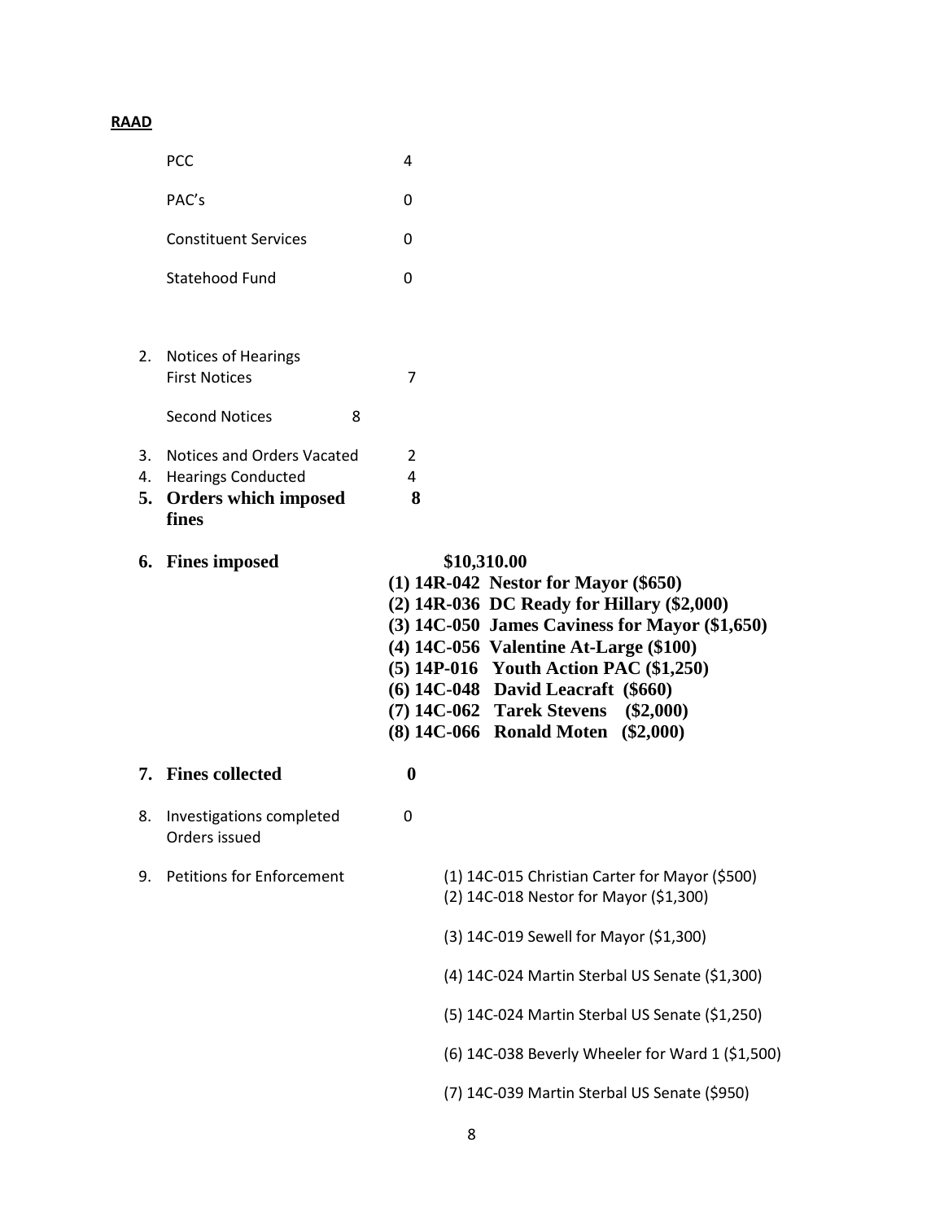**RAAD**

| | |
|---|---|
| PCC | 4 |
| PAC's | 0 |
| Constituent Services | 0 |
| Statehood Fund | 0 |

2. Notices of Hearings
   First Notices 7

   Second Notices 8

3. Notices and Orders Vacated 2
4. Hearings Conducted 4
5. **Orders which imposed fines 8**
6. **Fines imposed $10,310.00**
   - **(1) 14R-042 Nestor for Mayor ($650)**
   - **(2) 14R-036 DC Ready for Hillary ($2,000)**
   - **(3) 14C-050 James Caviness for Mayor ($1,650)**
   - **(4) 14C-056 Valentine At-Large ($100)**
   - **(5) 14P-016 Youth Action PAC ($1,250)**
   - **(6) 14C-048 David Leacraft ($660)**
   - **(7) 14C-062 Tarek Stevens ($2,000)**
   - **(8) 14C-066 Ronald Moten ($2,000)**
7. **Fines collected 0**
8. Investigations completed Orders issued 0
9. Petitions for Enforcement
   - (1) 14C-015 Christian Carter for Mayor ($500)
   - (2) 14C-018 Nestor for Mayor ($1,300)
   - (3) 14C-019 Sewell for Mayor ($1,300)
   - (4) 14C-024 Martin Sterbal US Senate ($1,300)
   - (5) 14C-024 Martin Sterbal US Senate ($1,250)
   - (6) 14C-038 Beverly Wheeler for Ward 1 ($1,500)
   - (7) 14C-039 Martin Sterbal US Senate ($950)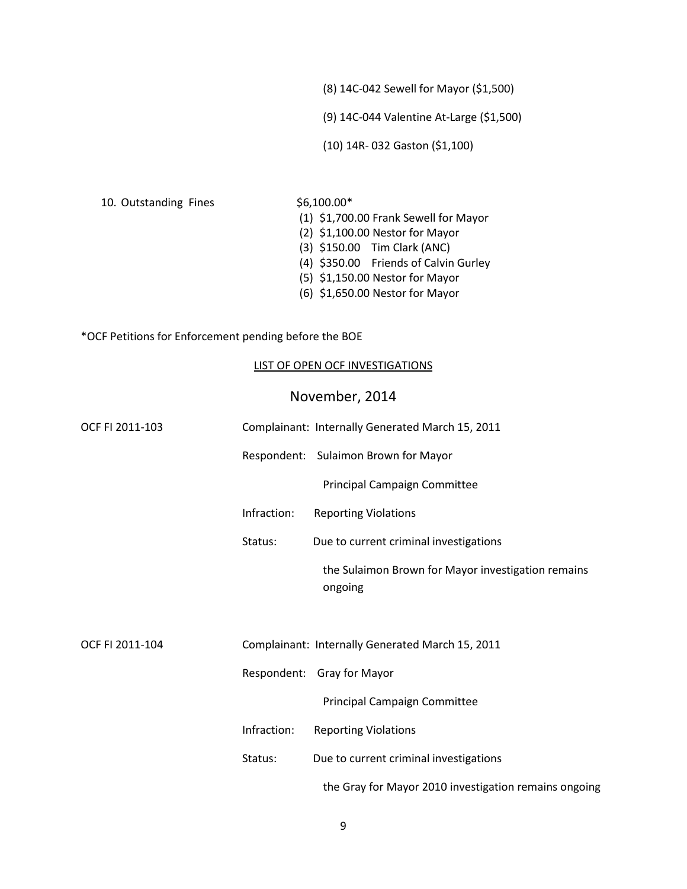(8) 14C-042 Sewell for Mayor ($1,500)

(9) 14C-044 Valentine At-Large ($1,500)

(10) 14R- 032 Gaston ($1,100)

10. Outstanding Fines $6,100.00*

(1) $1,700.00 Frank Sewell for Mayor
(2) $1,100.00 Nestor for Mayor
(3) $150.00 Tim Clark (ANC)
(4) $350.00 Friends of Calvin Gurley
(5) $1,150.00 Nestor for Mayor
(6) $1,650.00 Nestor for Mayor

*OCF Petitions for Enforcement pending before the BOE

<u>LIST OF OPEN OCF INVESTIGATIONS</u>

## November, 2014

**OCF FI 2011-103**

Complainant: Internally Generated March 15, 2011

Respondent: Sulaimon Brown for Mayor
Principal Campaign Committee

Infraction: Reporting Violations

Status: Due to current criminal investigations the Sulaimon Brown for Mayor investigation remains ongoing

**OCF FI 2011-104**

Complainant: Internally Generated March 15, 2011

Respondent: Gray for Mayor
Principal Campaign Committee

Infraction: Reporting Violations

Status: Due to current criminal investigations the Gray for Mayor 2010 investigation remains ongoing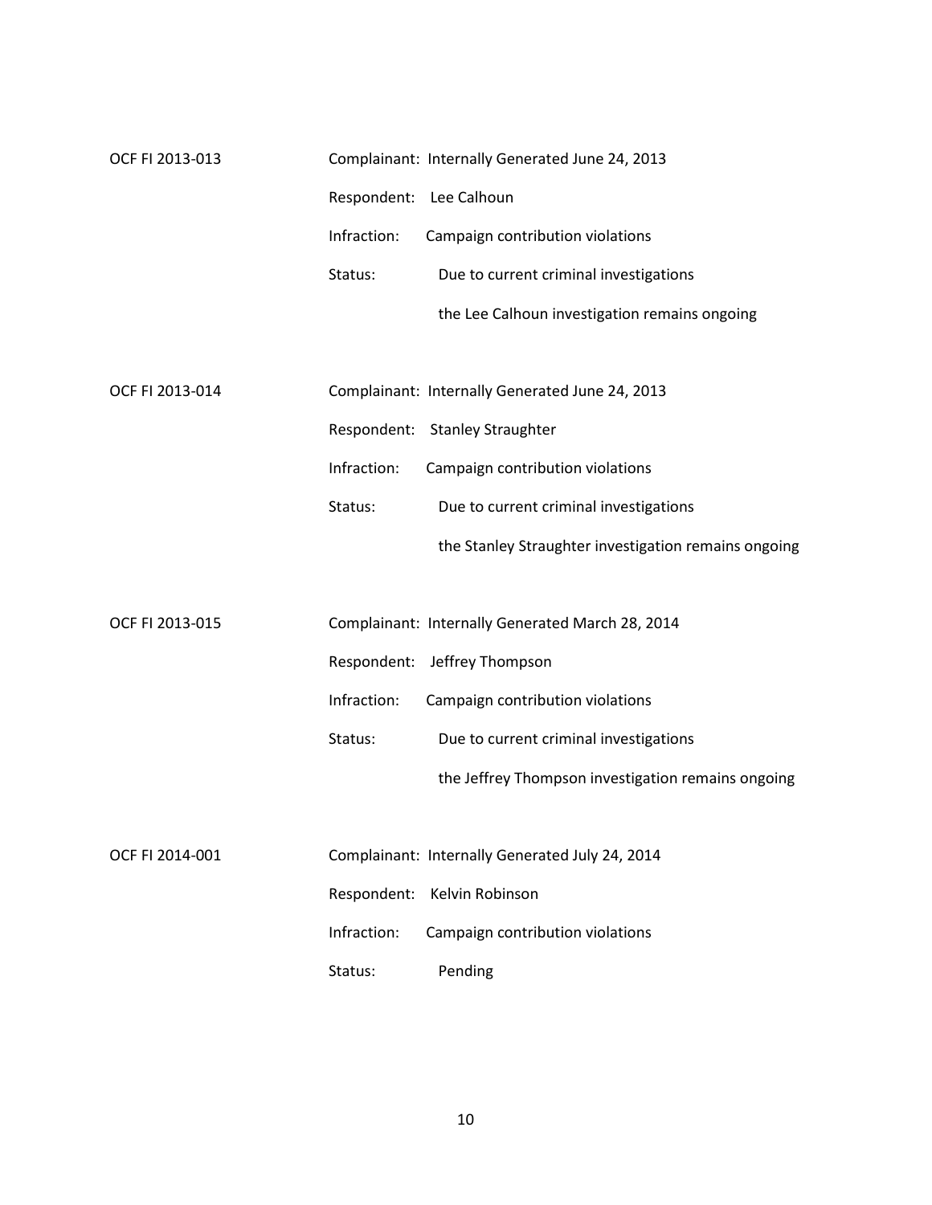OCF FI 2013-013

Complainant: Internally Generated June 24, 2013

Respondent: Lee Calhoun

Infraction: Campaign contribution violations

Status: Due to current criminal investigations the Lee Calhoun investigation remains ongoing

OCF FI 2013-014

Complainant: Internally Generated June 24, 2013

Respondent: Stanley Straughter

Infraction: Campaign contribution violations

Status: Due to current criminal investigations the Stanley Straughter investigation remains ongoing

OCF FI 2013-015

Complainant: Internally Generated March 28, 2014

Respondent: Jeffrey Thompson

Infraction: Campaign contribution violations

Status: Due to current criminal investigations the Jeffrey Thompson investigation remains ongoing

OCF FI 2014-001

Complainant: Internally Generated July 24, 2014

Respondent: Kelvin Robinson

Infraction: Campaign contribution violations

Status: Pending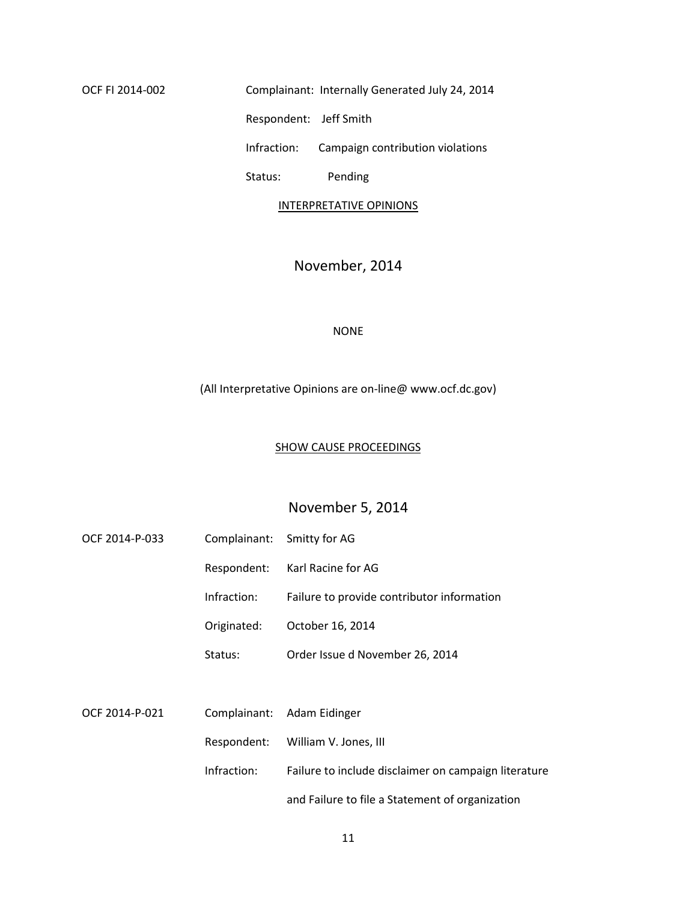OCF FI 2014-002 Complainant: Internally Generated July 24, 2014

Respondent: Jeff Smith

Infraction: Campaign contribution violations

Status: Pending

INTERPRETATIVE OPINIONS

November, 2014

NONE

(All Interpretative Opinions are on-line@ www.ocf.dc.gov)

SHOW CAUSE PROCEEDINGS

November 5, 2014

OCF 2014-P-033 Complainant: Smitty for AG

Respondent: Karl Racine for AG

Infraction: Failure to provide contributor information

Originated: October 16, 2014

Status: Order Issue d November 26, 2014

OCF 2014-P-021 Complainant: Adam Eidinger

Respondent: William V. Jones, III

Infraction: Failure to include disclaimer on campaign literature and Failure to file a Statement of organization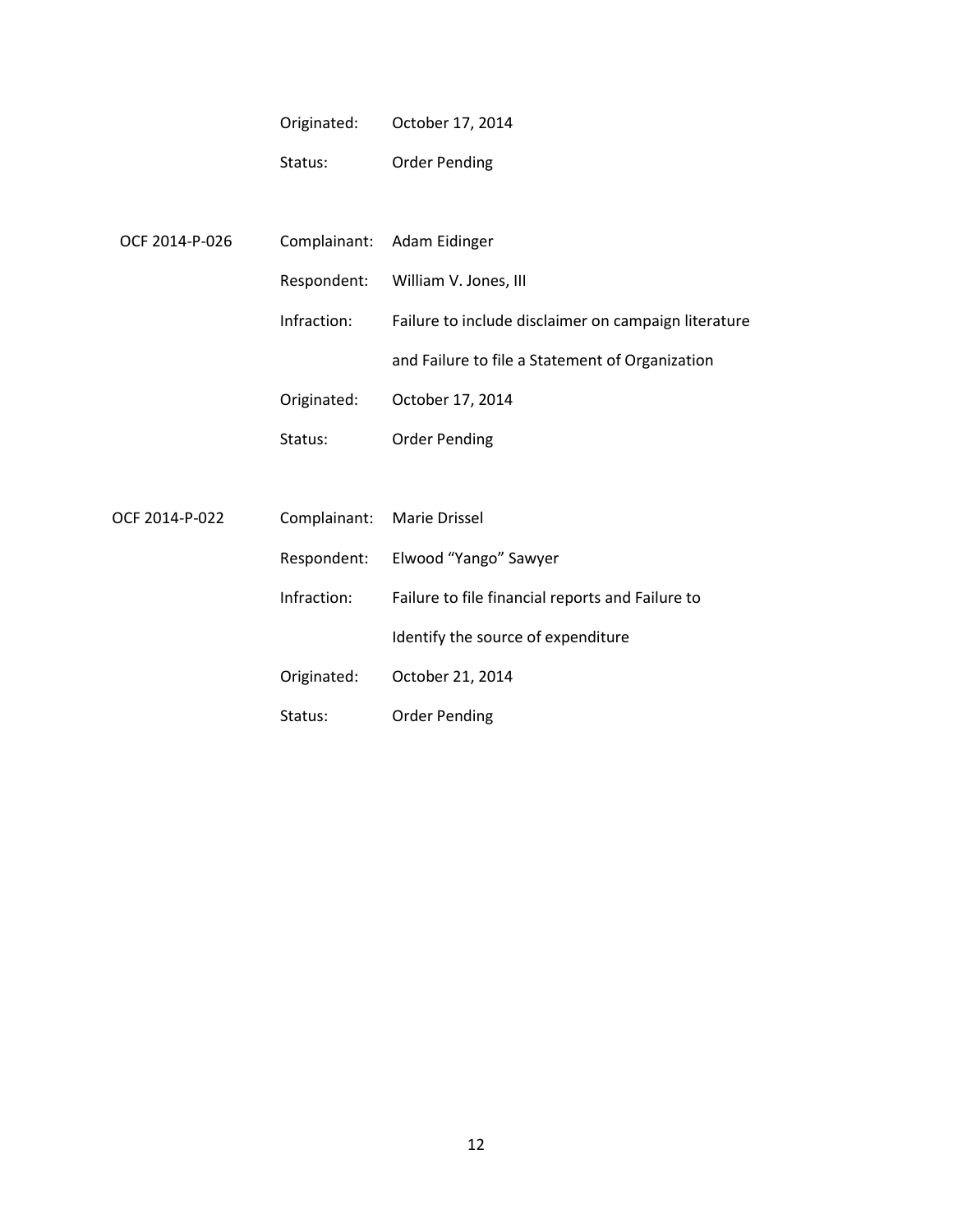| | | |
|---|---|---|
| | Originated: | October 17, 2014 |
| | Status: | Order Pending |
| OCF 2014-P-026 | Complainant: | Adam Eidinger |
| | Respondent: | William V. Jones, III |
| | Infraction: | Failure to include disclaimer on campaign literature and Failure to file a Statement of Organization |
| | Originated: | October 17, 2014 |
| | Status: | Order Pending |
| OCF 2014-P-022 | Complainant: | Marie Drissel |
| | Respondent: | Elwood “Yango” Sawyer |
| | Infraction: | Failure to file financial reports and Failure to Identify the source of expenditure |
| | Originated: | October 21, 2014 |
| | Status: | Order Pending |